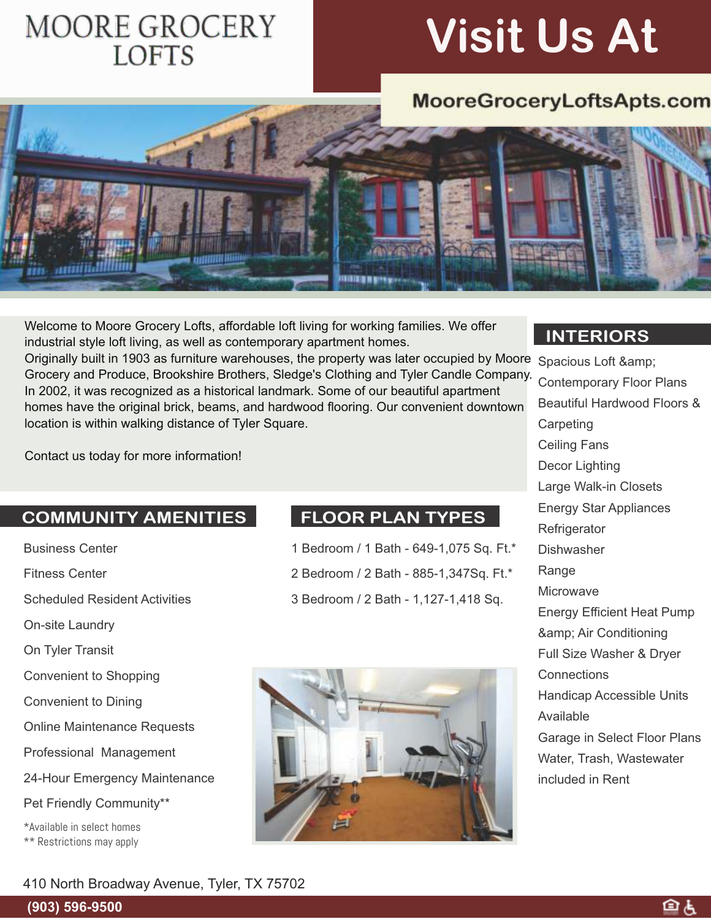# MOORE GROCERY LOFTS

## Visit Us At

**MooreGroceryLoftsApts.com**

Welcome to Moore Grocery Lofts, affordable loft living for working families. We offer industrial style loft living, as well as contemporary apartment homes.
Originally built in 1903 as furniture warehouses, the property was later occupied by Moore Grocery and Produce, Brookshire Brothers, Sledge's Clothing and Tyler Candle Company. In 2002, it was recognized as a historical landmark. Some of our beautiful apartment homes have the original brick, beams, and hardwood flooring. Our convenient downtown location is within walking distance of Tyler Square.

Contact us today for more information!

## COMMUNITY AMENITIES

- Business Center
- Fitness Center
- Scheduled Resident Activities
- On-site Laundry
- On Tyler Transit
- Convenient to Shopping
- Convenient to Dining
- Online Maintenance Requests
- Professional Management
- 24-Hour Emergency Maintenance
- Pet Friendly Community**

*Available in select homes
** Restrictions may apply

## FLOOR PLAN TYPES

- 1 Bedroom / 1 Bath - 649-1,075 Sq. Ft.*
- 2 Bedroom / 2 Bath - 885-1,347Sq. Ft.*
- 3 Bedroom / 2 Bath - 1,127-1,418 Sq.

## INTERIORS

- Spacious Loft &amp; Contemporary Floor Plans
- Beautiful Hardwood Floors & Carpeting
- Ceiling Fans
- Decor Lighting
- Large Walk-in Closets
- Energy Star Appliances
- Refrigerator
- Dishwasher
- Range
- Microwave
- Energy Efficient Heat Pump &amp; Air Conditioning
- Full Size Washer & Dryer Connections
- Handicap Accessible Units Available
- Garage in Select Floor Plans
- Water, Trash, Wastewater included in Rent

410 North Broadway Avenue, Tyler, TX 75702

**(903) 596-9500**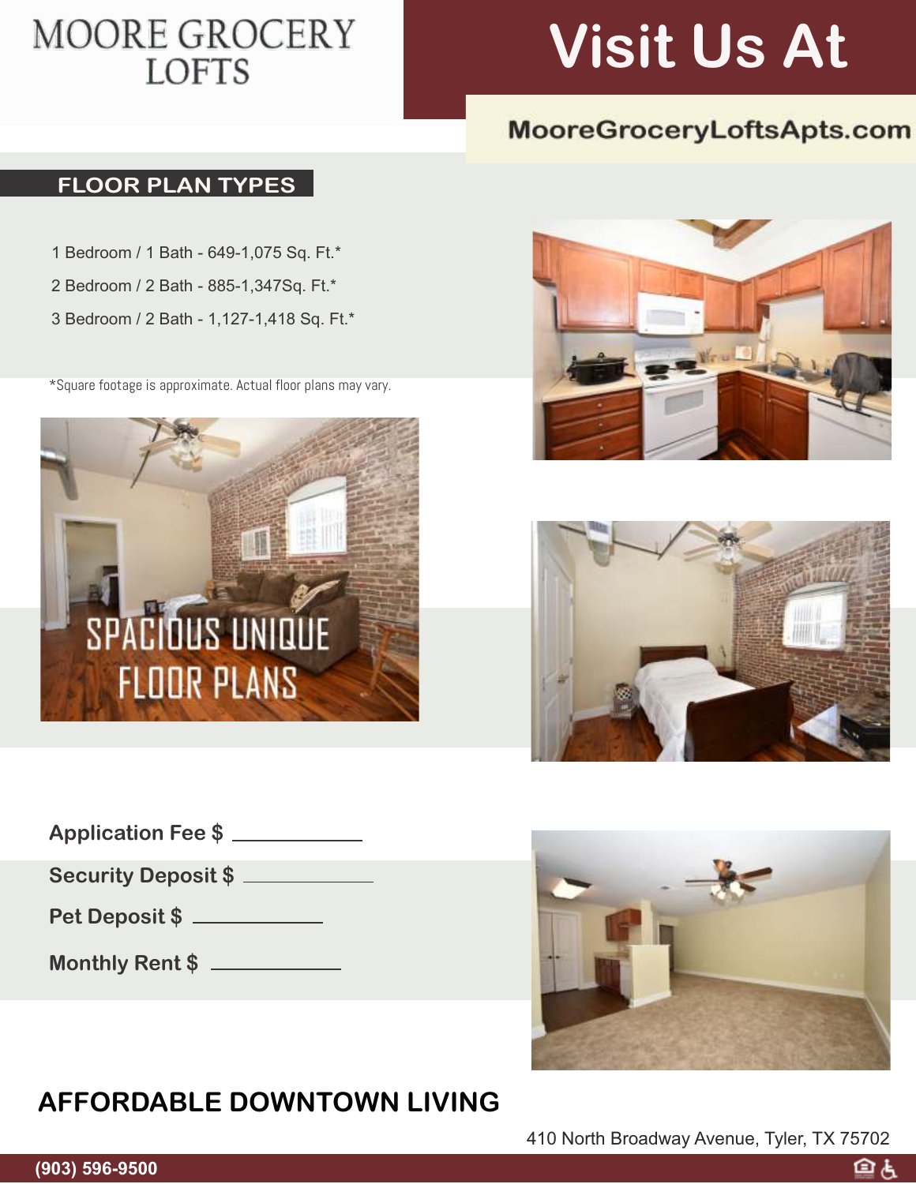# MOORE GROCERY LOFTS

## Visit Us At

**MooreGroceryLoftsApts.com**

## FLOOR PLAN TYPES

1 Bedroom / 1 Bath - 649-1,075 Sq. Ft.*

2 Bedroom / 2 Bath - 885-1,347Sq. Ft.*

3 Bedroom / 2 Bath - 1,127-1,418 Sq. Ft.*

*Square footage is approximate. Actual floor plans may vary.

SPACIOUS UNIQUE FLOOR PLANS

**Application Fee $ ____________**

**Security Deposit $ ____________**

**Pet Deposit $ ____________**

**Monthly Rent $ ____________**

## AFFORDABLE DOWNTOWN LIVING

410 North Broadway Avenue, Tyler, TX 75702

**(903) 596-9500**